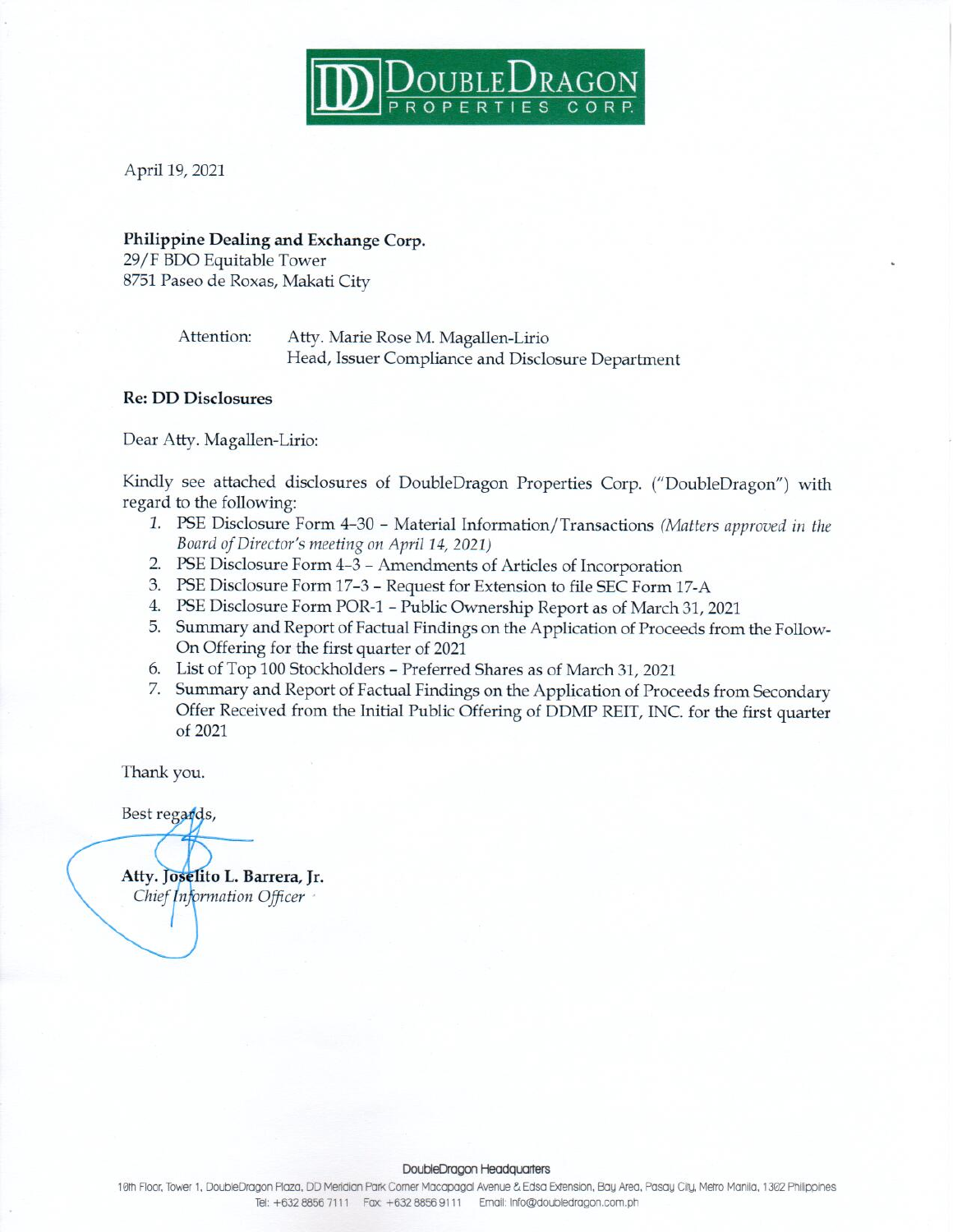**DOUBLEDRAGON PROPERTIES CORP.**

April 19, 2021

**Philippine Dealing and Exchange Corp.**
29/F BDO Equitable Tower
8751 Paseo de Roxas, Makati City

Attention: Atty. Marie Rose M. Magallen-Lirio
Head, Issuer Compliance and Disclosure Department

**Re: DD Disclosures**

Dear Atty. Magallen-Lirio:

Kindly see attached disclosures of DoubleDragon Properties Corp. ("DoubleDragon") with regard to the following:

1. PSE Disclosure Form 4-30 – Material Information/Transactions *(Matters approved in the Board of Director's meeting on April 14, 2021)*
2. PSE Disclosure Form 4-3 – Amendments of Articles of Incorporation
3. PSE Disclosure Form 17-3 – Request for Extension to file SEC Form 17-A
4. PSE Disclosure Form POR-1 – Public Ownership Report as of March 31, 2021
5. Summary and Report of Factual Findings on the Application of Proceeds from the Follow-On Offering for the first quarter of 2021
6. List of Top 100 Stockholders – Preferred Shares as of March 31, 2021
7. Summary and Report of Factual Findings on the Application of Proceeds from Secondary Offer Received from the Initial Public Offering of DDMP REIT, INC. for the first quarter of 2021

Thank you.

Best regards,

**Atty. Joselito L. Barrera, Jr.**
*Chief Information Officer*

DoubleDragon Headquarters
10th Floor, Tower 1, DoubleDragon Plaza, DD Meridian Park Corner Macapagal Avenue & Edsa Extension, Bay Area, Pasay City, Metro Manila, 1302 Philippines
Tel: +632 8856 7111 Fax: +632 8856 9111 Email: info@doubledragon.com.ph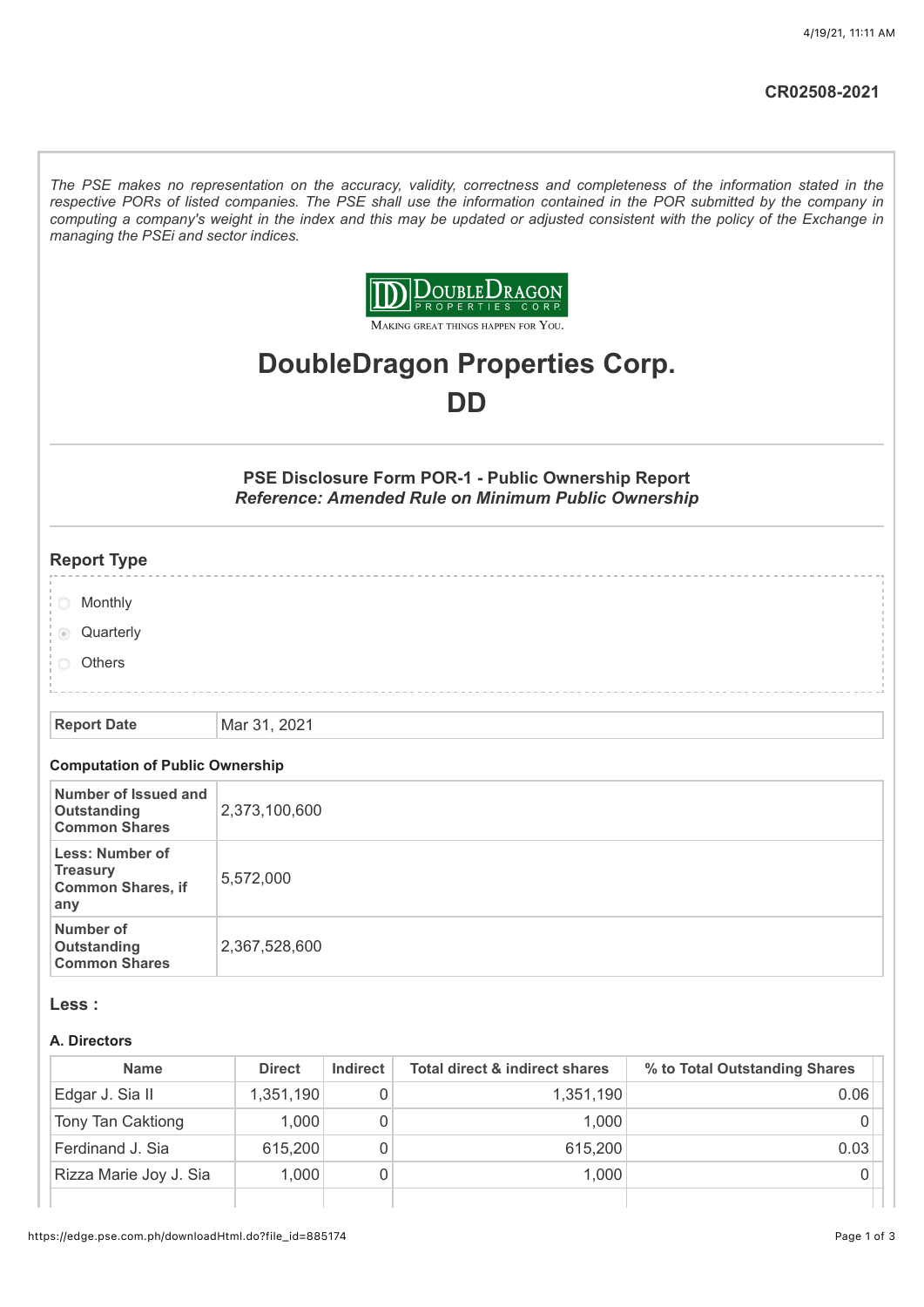CR02508-2021

*The PSE makes no representation on the accuracy, validity, correctness and completeness of the information stated in the respective PORs of listed companies. The PSE shall use the information contained in the POR submitted by the company in computing a company's weight in the index and this may be updated or adjusted consistent with the policy of the Exchange in managing the PSEi and sector indices.*

DoubleDragon Properties Corp.

Making great things happen for You.

# DoubleDragon Properties Corp.

# DD

### PSE Disclosure Form POR-1 - Public Ownership Report

***Reference: Amended Rule on Minimum Public Ownership***

## Report Type

- ○ Monthly
- ◉ Quarterly
- ○ Others

| Report Date | Mar 31, 2021 |
|---|---|

### Computation of Public Ownership

| | |
|---|---|
| Number of Issued and Outstanding Common Shares | 2,373,100,600 |
| Less: Number of Treasury Common Shares, if any | 5,572,000 |
| Number of Outstanding Common Shares | 2,367,528,600 |

## Less :

### A. Directors

| Name | Direct | Indirect | Total direct & indirect shares | % to Total Outstanding Shares |
|---|---|---|---|---|
| Edgar J. Sia II | 1,351,190 | 0 | 1,351,190 | 0.06 |
| Tony Tan Caktiong | 1,000 | 0 | 1,000 | 0 |
| Ferdinand J. Sia | 615,200 | 0 | 615,200 | 0.03 |
| Rizza Marie Joy J. Sia | 1,000 | 0 | 1,000 | 0 |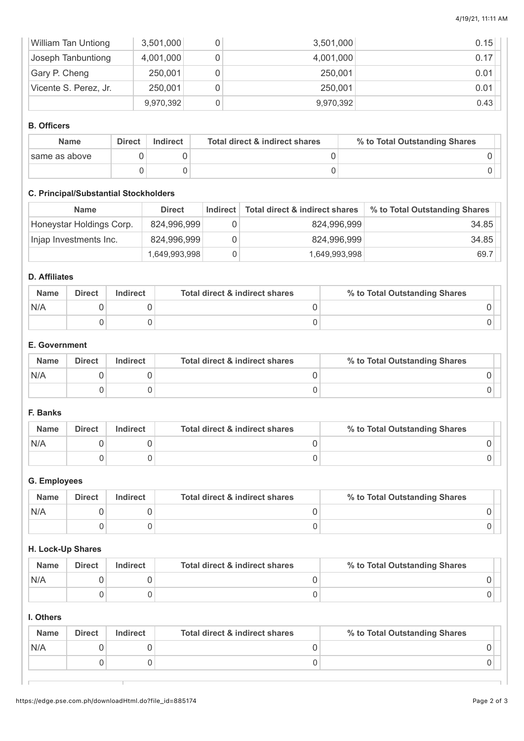| | | | | |
|---|---|---|---|---|
| William Tan Untiong | 3,501,000 | 0 | 3,501,000 | 0.15 |
| Joseph Tanbuntiong | 4,001,000 | 0 | 4,001,000 | 0.17 |
| Gary P. Cheng | 250,001 | 0 | 250,001 | 0.01 |
| Vicente S. Perez, Jr. | 250,001 | 0 | 250,001 | 0.01 |
| | 9,970,392 | 0 | 9,970,392 | 0.43 |

#### B. Officers

| Name | Direct | Indirect | Total direct & indirect shares | % to Total Outstanding Shares |
|---|---|---|---|---|
| same as above | 0 | 0 | 0 | 0 |
| | 0 | 0 | 0 | 0 |

#### C. Principal/Substantial Stockholders

| Name | Direct | Indirect | Total direct & indirect shares | % to Total Outstanding Shares |
|---|---|---|---|---|
| Honeystar Holdings Corp. | 824,996,999 | 0 | 824,996,999 | 34.85 |
| Injap Investments Inc. | 824,996,999 | 0 | 824,996,999 | 34.85 |
| | 1,649,993,998 | 0 | 1,649,993,998 | 69.7 |

#### D. Affiliates

| Name | Direct | Indirect | Total direct & indirect shares | % to Total Outstanding Shares |
|---|---|---|---|---|
| N/A | 0 | 0 | 0 | 0 |
| | 0 | 0 | 0 | 0 |

#### E. Government

| Name | Direct | Indirect | Total direct & indirect shares | % to Total Outstanding Shares |
|---|---|---|---|---|
| N/A | 0 | 0 | 0 | 0 |
| | 0 | 0 | 0 | 0 |

#### F. Banks

| Name | Direct | Indirect | Total direct & indirect shares | % to Total Outstanding Shares |
|---|---|---|---|---|
| N/A | 0 | 0 | 0 | 0 |
| | 0 | 0 | 0 | 0 |

#### G. Employees

| Name | Direct | Indirect | Total direct & indirect shares | % to Total Outstanding Shares |
|---|---|---|---|---|
| N/A | 0 | 0 | 0 | 0 |
| | 0 | 0 | 0 | 0 |

#### H. Lock-Up Shares

| Name | Direct | Indirect | Total direct & indirect shares | % to Total Outstanding Shares |
|---|---|---|---|---|
| N/A | 0 | 0 | 0 | 0 |
| | 0 | 0 | 0 | 0 |

#### I. Others

| Name | Direct | Indirect | Total direct & indirect shares | % to Total Outstanding Shares |
|---|---|---|---|---|
| N/A | 0 | 0 | 0 | 0 |
| | 0 | 0 | 0 | 0 |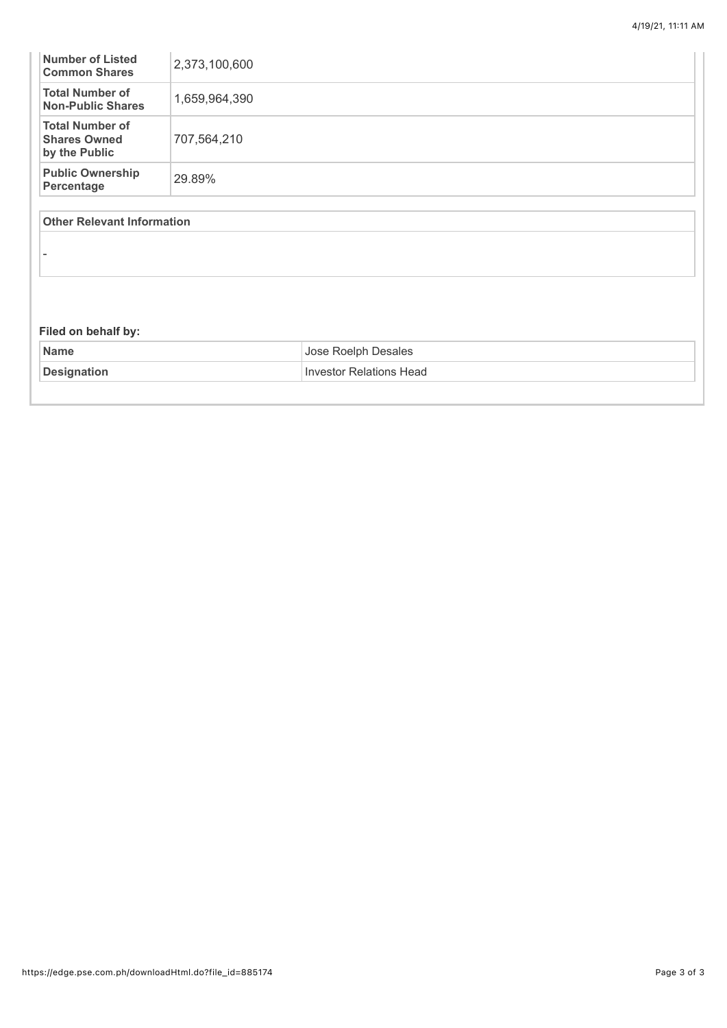| | |
|---|---|
| **Number of Listed Common Shares** | 2,373,100,600 |
| **Total Number of Non-Public Shares** | 1,659,964,390 |
| **Total Number of Shares Owned by the Public** | 707,564,210 |
| **Public Ownership Percentage** | 29.89% |

| **Other Relevant Information** |
|---|
| - |

**Filed on behalf by:**

| | |
|---|---|
| **Name** | Jose Roelph Desales |
| **Designation** | Investor Relations Head |